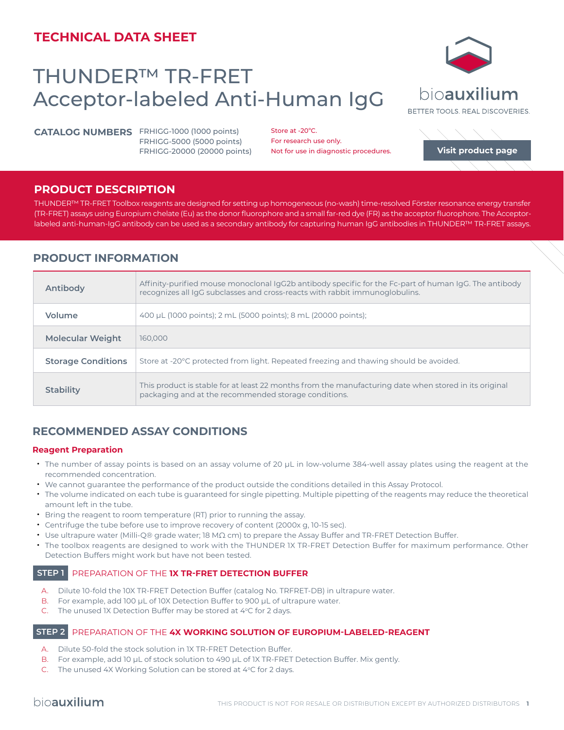## TECHNICAL DATA SHEET

# THUNDER™ TR-FRET Acceptor-labeled Anti-Human IgG

bioauxilium

BETTER TOOLS. REAL DISCOVERIES.

**CATALOG NUMBERS** FRHIGG-1000 (1000 points)
FRHIGG-5000 (5000 points)
FRHIGG-20000 (20000 points)

Store at -20°C.
For research use only.
Not for use in diagnostic procedures.

Visit product page

## PRODUCT DESCRIPTION

THUNDER™ TR-FRET Toolbox reagents are designed for setting up homogeneous (no-wash) time-resolved Förster resonance energy transfer (TR-FRET) assays using Europium chelate (Eu) as the donor fluorophore and a small far-red dye (FR) as the acceptor fluorophore. The Acceptor-labeled anti-human-IgG antibody can be used as a secondary antibody for capturing human IgG antibodies in THUNDER™ TR-FRET assays.

## PRODUCT INFORMATION

| | |
|---|---|
| **Antibody** | Affinity-purified mouse monoclonal IgG2b antibody specific for the Fc-part of human IgG. The antibody recognizes all IgG subclasses and cross-reacts with rabbit immunoglobulins. |
| **Volume** | 400 µL (1000 points); 2 mL (5000 points); 8 mL (20000 points); |
| **Molecular Weight** | 160,000 |
| **Storage Conditions** | Store at -20°C protected from light. Repeated freezing and thawing should be avoided. |
| **Stability** | This product is stable for at least 22 months from the manufacturing date when stored in its original packaging and at the recommended storage conditions. |

## RECOMMENDED ASSAY CONDITIONS

### Reagent Preparation

- The number of assay points is based on an assay volume of 20 µL in low-volume 384-well assay plates using the reagent at the recommended concentration.
- We cannot guarantee the performance of the product outside the conditions detailed in this Assay Protocol.
- The volume indicated on each tube is guaranteed for single pipetting. Multiple pipetting of the reagents may reduce the theoretical amount left in the tube.
- Bring the reagent to room temperature (RT) prior to running the assay.
- Centrifuge the tube before use to improve recovery of content (2000x g, 10-15 sec).
- Use ultrapure water (Milli-Q® grade water; 18 MΩ cm) to prepare the Assay Buffer and TR-FRET Detection Buffer.
- The toolbox reagents are designed to work with the THUNDER 1X TR-FRET Detection Buffer for maximum performance. Other Detection Buffers might work but have not been tested.

### STEP 1 PREPARATION OF THE **1X TR-FRET DETECTION BUFFER**

A. Dilute 10-fold the 10X TR-FRET Detection Buffer (catalog No. TRFRET-DB) in ultrapure water.
B. For example, add 100 µL of 10X Detection Buffer to 900 µL of ultrapure water.
C. The unused 1X Detection Buffer may be stored at 4°C for 2 days.

### STEP 2 PREPARATION OF THE **4X WORKING SOLUTION OF EUROPIUM-LABELED-REAGENT**

A. Dilute 50-fold the stock solution in 1X TR-FRET Detection Buffer.
B. For example, add 10 µL of stock solution to 490 µL of 1X TR-FRET Detection Buffer. Mix gently.
C. The unused 4X Working Solution can be stored at 4°C for 2 days.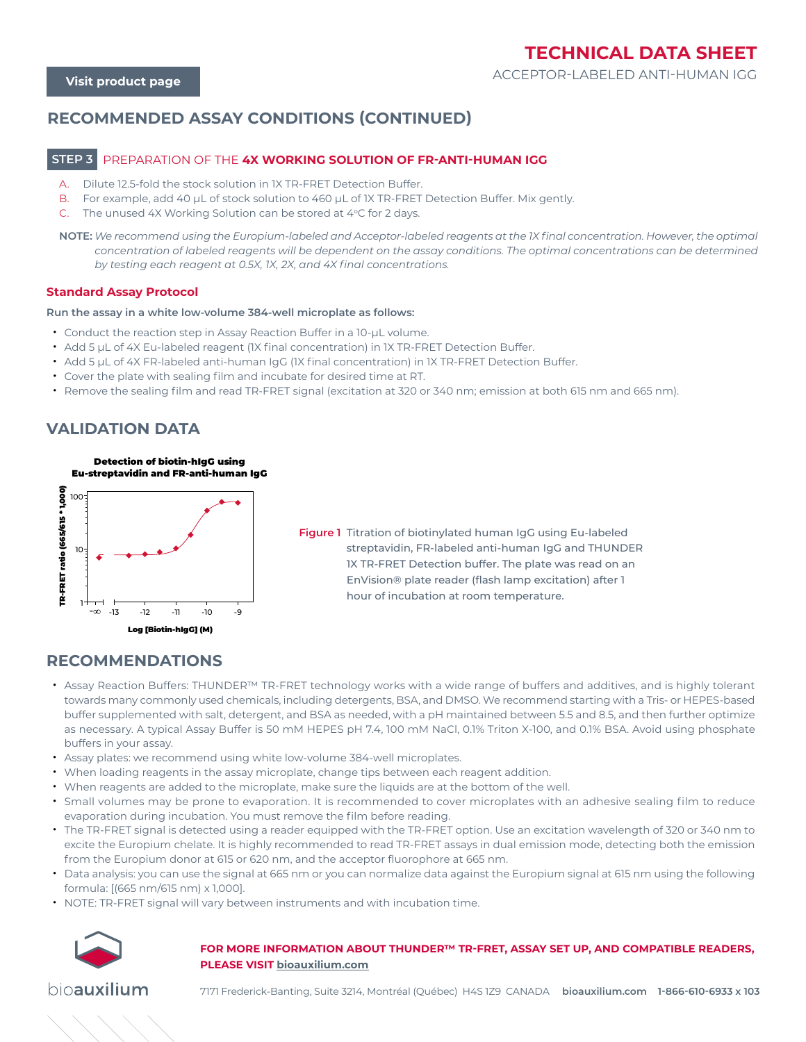TECHNICAL DATA SHEET

ACCEPTOR-LABELED ANTI-HUMAN IGG

Visit product page

## RECOMMENDED ASSAY CONDITIONS (CONTINUED)

### STEP 3 PREPARATION OF THE **4X WORKING SOLUTION OF FR-ANTI-HUMAN IGG**

A. Dilute 12.5-fold the stock solution in 1X TR-FRET Detection Buffer.
B. For example, add 40 µL of stock solution to 460 µL of 1X TR-FRET Detection Buffer. Mix gently.
C. The unused 4X Working Solution can be stored at 4°C for 2 days.

**NOTE:** *We recommend using the Europium-labeled and Acceptor-labeled reagents at the 1X final concentration. However, the optimal concentration of labeled reagents will be dependent on the assay conditions. The optimal concentrations can be determined by testing each reagent at 0.5X, 1X, 2X, and 4X final concentrations.*

### Standard Assay Protocol

**Run the assay in a white low-volume 384-well microplate as follows:**

- Conduct the reaction step in Assay Reaction Buffer in a 10-µL volume.
- Add 5 µL of 4X Eu-labeled reagent (1X final concentration) in 1X TR-FRET Detection Buffer.
- Add 5 µL of 4X FR-labeled anti-human IgG (1X final concentration) in 1X TR-FRET Detection Buffer.
- Cover the plate with sealing film and incubate for desired time at RT.
- Remove the sealing film and read TR-FRET signal (excitation at 320 or 340 nm; emission at both 615 nm and 665 nm).

## VALIDATION DATA

**Detection of biotin-hIgG using Eu-streptavidin and FR-anti-human IgG**

TR-FRET ratio (665/615 * 1,000)

100
10
1

−∞ -13 -12 -11 -10 -9

Log [Biotin-hIgG] (M)

**Figure 1** Titration of biotinylated human IgG using Eu-labeled streptavidin, FR-labeled anti-human IgG and THUNDER 1X TR-FRET Detection buffer. The plate was read on an EnVision® plate reader (flash lamp excitation) after 1 hour of incubation at room temperature.

## RECOMMENDATIONS

- Assay Reaction Buffers: THUNDER™ TR-FRET technology works with a wide range of buffers and additives, and is highly tolerant towards many commonly used chemicals, including detergents, BSA, and DMSO. We recommend starting with a Tris- or HEPES-based buffer supplemented with salt, detergent, and BSA as needed, with a pH maintained between 5.5 and 8.5, and then further optimize as necessary. A typical Assay Buffer is 50 mM HEPES pH 7.4, 100 mM NaCl, 0.1% Triton X-100, and 0.1% BSA. Avoid using phosphate buffers in your assay.
- Assay plates: we recommend using white low-volume 384-well microplates.
- When loading reagents in the assay microplate, change tips between each reagent addition.
- When reagents are added to the microplate, make sure the liquids are at the bottom of the well.
- Small volumes may be prone to evaporation. It is recommended to cover microplates with an adhesive sealing film to reduce evaporation during incubation. You must remove the film before reading.
- The TR-FRET signal is detected using a reader equipped with the TR-FRET option. Use an excitation wavelength of 320 or 340 nm to excite the Europium chelate. It is highly recommended to read TR-FRET assays in dual emission mode, detecting both the emission from the Europium donor at 615 or 620 nm, and the acceptor fluorophore at 665 nm.
- Data analysis: you can use the signal at 665 nm or you can normalize data against the Europium signal at 615 nm using the following formula: [(665 nm/615 nm) x 1,000].
- NOTE: TR-FRET signal will vary between instruments and with incubation time.

**FOR MORE INFORMATION ABOUT THUNDER™ TR-FRET, ASSAY SET UP, AND COMPATIBLE READERS, PLEASE VISIT bioauxilium.com**

bioauxilium

7171 Frederick-Banting, Suite 3214, Montréal (Québec) H4S 1Z9 CANADA **bioauxilium.com** **1-866-610-6933 x 103**